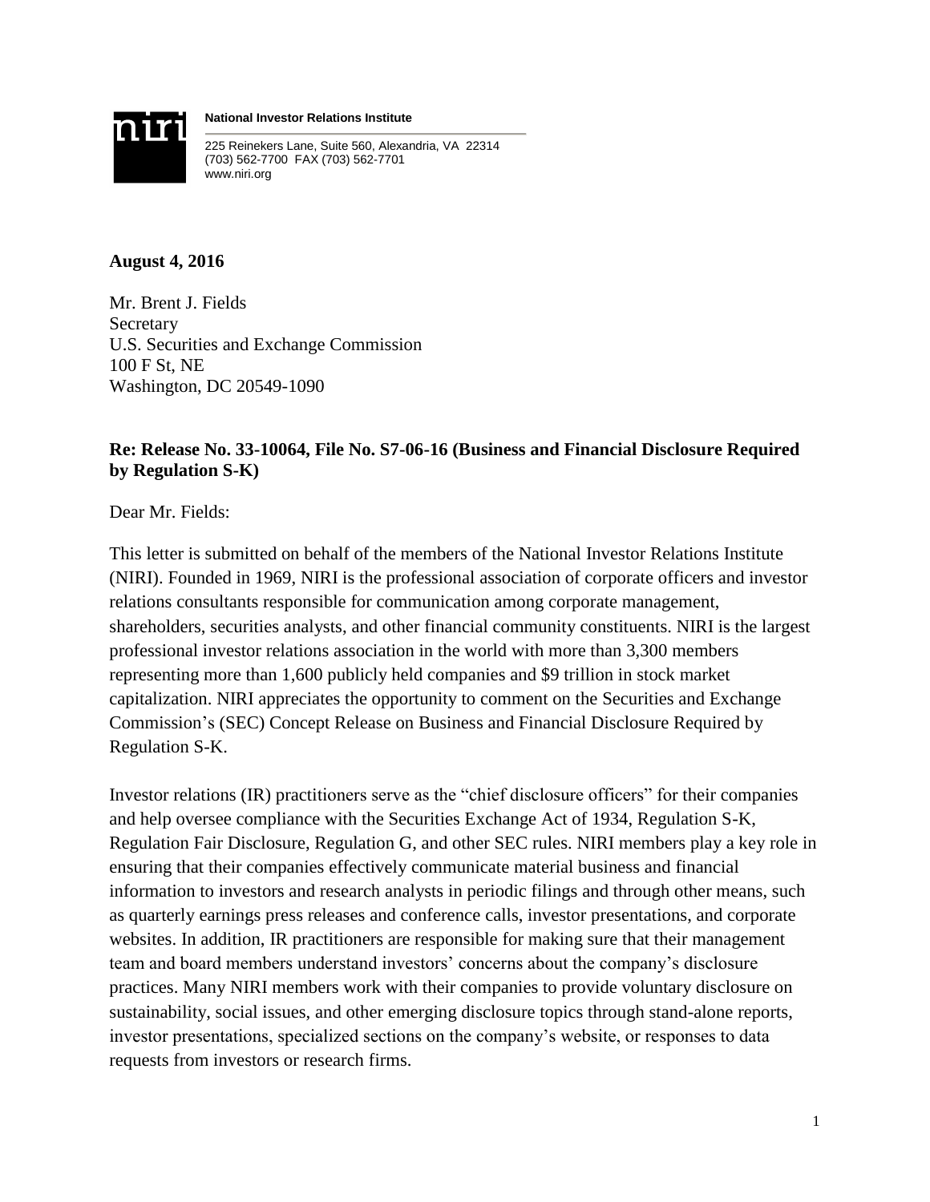**National Investor Relations Institute**

225 Reinekers Lane, Suite 560, Alexandria, VA 22314
(703) 562-7700 FAX (703) 562-7701
www.niri.org

**August 4, 2016**

Mr. Brent J. Fields
Secretary
U.S. Securities and Exchange Commission
100 F St, NE
Washington, DC 20549-1090

**Re: Release No. 33-10064, File No. S7-06-16 (Business and Financial Disclosure Required by Regulation S-K)**

Dear Mr. Fields:

This letter is submitted on behalf of the members of the National Investor Relations Institute (NIRI). Founded in 1969, NIRI is the professional association of corporate officers and investor relations consultants responsible for communication among corporate management, shareholders, securities analysts, and other financial community constituents. NIRI is the largest professional investor relations association in the world with more than 3,300 members representing more than 1,600 publicly held companies and $9 trillion in stock market capitalization. NIRI appreciates the opportunity to comment on the Securities and Exchange Commission's (SEC) Concept Release on Business and Financial Disclosure Required by Regulation S-K.

Investor relations (IR) practitioners serve as the "chief disclosure officers" for their companies and help oversee compliance with the Securities Exchange Act of 1934, Regulation S-K, Regulation Fair Disclosure, Regulation G, and other SEC rules. NIRI members play a key role in ensuring that their companies effectively communicate material business and financial information to investors and research analysts in periodic filings and through other means, such as quarterly earnings press releases and conference calls, investor presentations, and corporate websites. In addition, IR practitioners are responsible for making sure that their management team and board members understand investors' concerns about the company's disclosure practices. Many NIRI members work with their companies to provide voluntary disclosure on sustainability, social issues, and other emerging disclosure topics through stand-alone reports, investor presentations, specialized sections on the company's website, or responses to data requests from investors or research firms.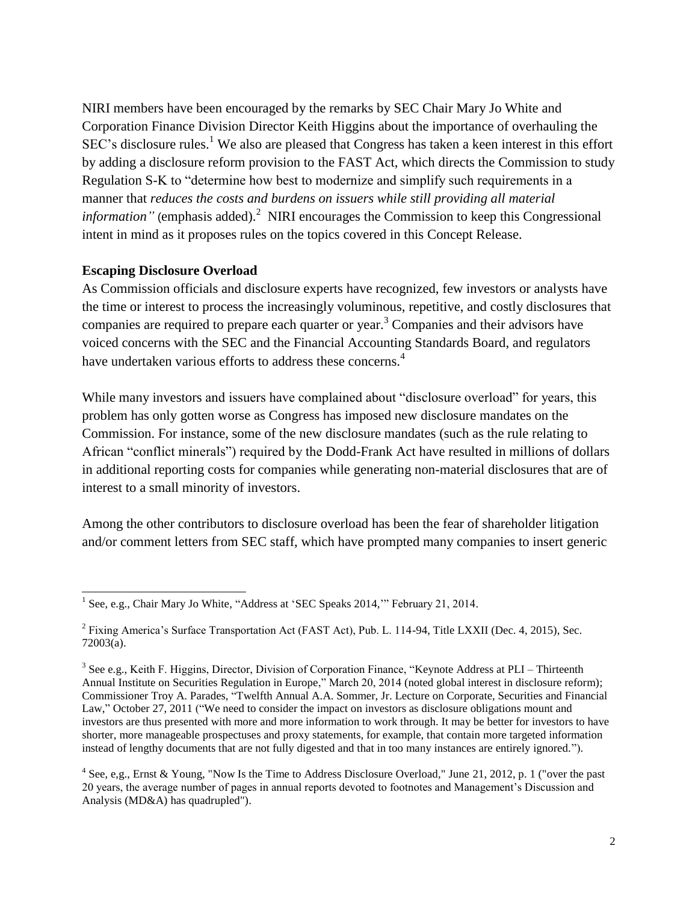NIRI members have been encouraged by the remarks by SEC Chair Mary Jo White and Corporation Finance Division Director Keith Higgins about the importance of overhauling the SEC's disclosure rules.[1] We also are pleased that Congress has taken a keen interest in this effort by adding a disclosure reform provision to the FAST Act, which directs the Commission to study Regulation S-K to "determine how best to modernize and simplify such requirements in a manner that *reduces the costs and burdens on issuers while still providing all material information"* (emphasis added).[2] NIRI encourages the Commission to keep this Congressional intent in mind as it proposes rules on the topics covered in this Concept Release.

**Escaping Disclosure Overload**

As Commission officials and disclosure experts have recognized, few investors or analysts have the time or interest to process the increasingly voluminous, repetitive, and costly disclosures that companies are required to prepare each quarter or year.[3] Companies and their advisors have voiced concerns with the SEC and the Financial Accounting Standards Board, and regulators have undertaken various efforts to address these concerns.[4]

While many investors and issuers have complained about "disclosure overload" for years, this problem has only gotten worse as Congress has imposed new disclosure mandates on the Commission. For instance, some of the new disclosure mandates (such as the rule relating to African "conflict minerals") required by the Dodd-Frank Act have resulted in millions of dollars in additional reporting costs for companies while generating non-material disclosures that are of interest to a small minority of investors.

Among the other contributors to disclosure overload has been the fear of shareholder litigation and/or comment letters from SEC staff, which have prompted many companies to insert generic

---

[1] See, e.g., Chair Mary Jo White, "Address at 'SEC Speaks 2014,'" February 21, 2014.

[2] Fixing America's Surface Transportation Act (FAST Act), Pub. L. 114-94, Title LXXII (Dec. 4, 2015), Sec. 72003(a).

[3] See e.g., Keith F. Higgins, Director, Division of Corporation Finance, "Keynote Address at PLI – Thirteenth Annual Institute on Securities Regulation in Europe," March 20, 2014 (noted global interest in disclosure reform); Commissioner Troy A. Parades, "Twelfth Annual A.A. Sommer, Jr. Lecture on Corporate, Securities and Financial Law," October 27, 2011 ("We need to consider the impact on investors as disclosure obligations mount and investors are thus presented with more and more information to work through. It may be better for investors to have shorter, more manageable prospectuses and proxy statements, for example, that contain more targeted information instead of lengthy documents that are not fully digested and that in too many instances are entirely ignored.").

[4] See, e,g., Ernst & Young, "Now Is the Time to Address Disclosure Overload," June 21, 2012, p. 1 ("over the past 20 years, the average number of pages in annual reports devoted to footnotes and Management's Discussion and Analysis (MD&A) has quadrupled").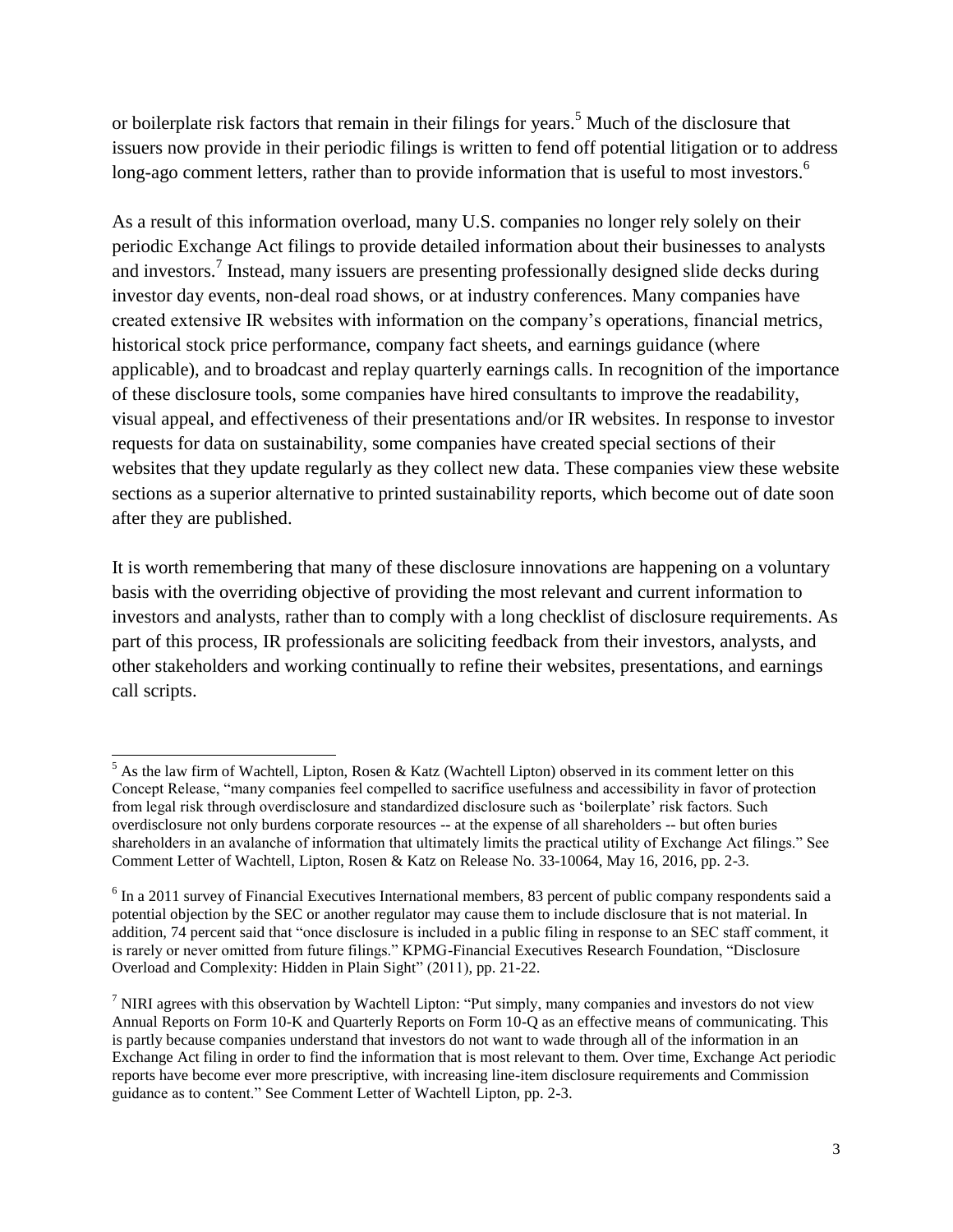or boilerplate risk factors that remain in their filings for years.[5] Much of the disclosure that issuers now provide in their periodic filings is written to fend off potential litigation or to address long-ago comment letters, rather than to provide information that is useful to most investors.[6]

As a result of this information overload, many U.S. companies no longer rely solely on their periodic Exchange Act filings to provide detailed information about their businesses to analysts and investors.[7] Instead, many issuers are presenting professionally designed slide decks during investor day events, non-deal road shows, or at industry conferences. Many companies have created extensive IR websites with information on the company's operations, financial metrics, historical stock price performance, company fact sheets, and earnings guidance (where applicable), and to broadcast and replay quarterly earnings calls. In recognition of the importance of these disclosure tools, some companies have hired consultants to improve the readability, visual appeal, and effectiveness of their presentations and/or IR websites. In response to investor requests for data on sustainability, some companies have created special sections of their websites that they update regularly as they collect new data. These companies view these website sections as a superior alternative to printed sustainability reports, which become out of date soon after they are published.

It is worth remembering that many of these disclosure innovations are happening on a voluntary basis with the overriding objective of providing the most relevant and current information to investors and analysts, rather than to comply with a long checklist of disclosure requirements. As part of this process, IR professionals are soliciting feedback from their investors, analysts, and other stakeholders and working continually to refine their websites, presentations, and earnings call scripts.

---

[5] As the law firm of Wachtell, Lipton, Rosen & Katz (Wachtell Lipton) observed in its comment letter on this Concept Release, "many companies feel compelled to sacrifice usefulness and accessibility in favor of protection from legal risk through overdisclosure and standardized disclosure such as 'boilerplate' risk factors. Such overdisclosure not only burdens corporate resources -- at the expense of all shareholders -- but often buries shareholders in an avalanche of information that ultimately limits the practical utility of Exchange Act filings." See Comment Letter of Wachtell, Lipton, Rosen & Katz on Release No. 33-10064, May 16, 2016, pp. 2-3.

[6] In a 2011 survey of Financial Executives International members, 83 percent of public company respondents said a potential objection by the SEC or another regulator may cause them to include disclosure that is not material. In addition, 74 percent said that "once disclosure is included in a public filing in response to an SEC staff comment, it is rarely or never omitted from future filings." KPMG-Financial Executives Research Foundation, "Disclosure Overload and Complexity: Hidden in Plain Sight" (2011), pp. 21-22.

[7] NIRI agrees with this observation by Wachtell Lipton: "Put simply, many companies and investors do not view Annual Reports on Form 10-K and Quarterly Reports on Form 10-Q as an effective means of communicating. This is partly because companies understand that investors do not want to wade through all of the information in an Exchange Act filing in order to find the information that is most relevant to them. Over time, Exchange Act periodic reports have become ever more prescriptive, with increasing line-item disclosure requirements and Commission guidance as to content." See Comment Letter of Wachtell Lipton, pp. 2-3.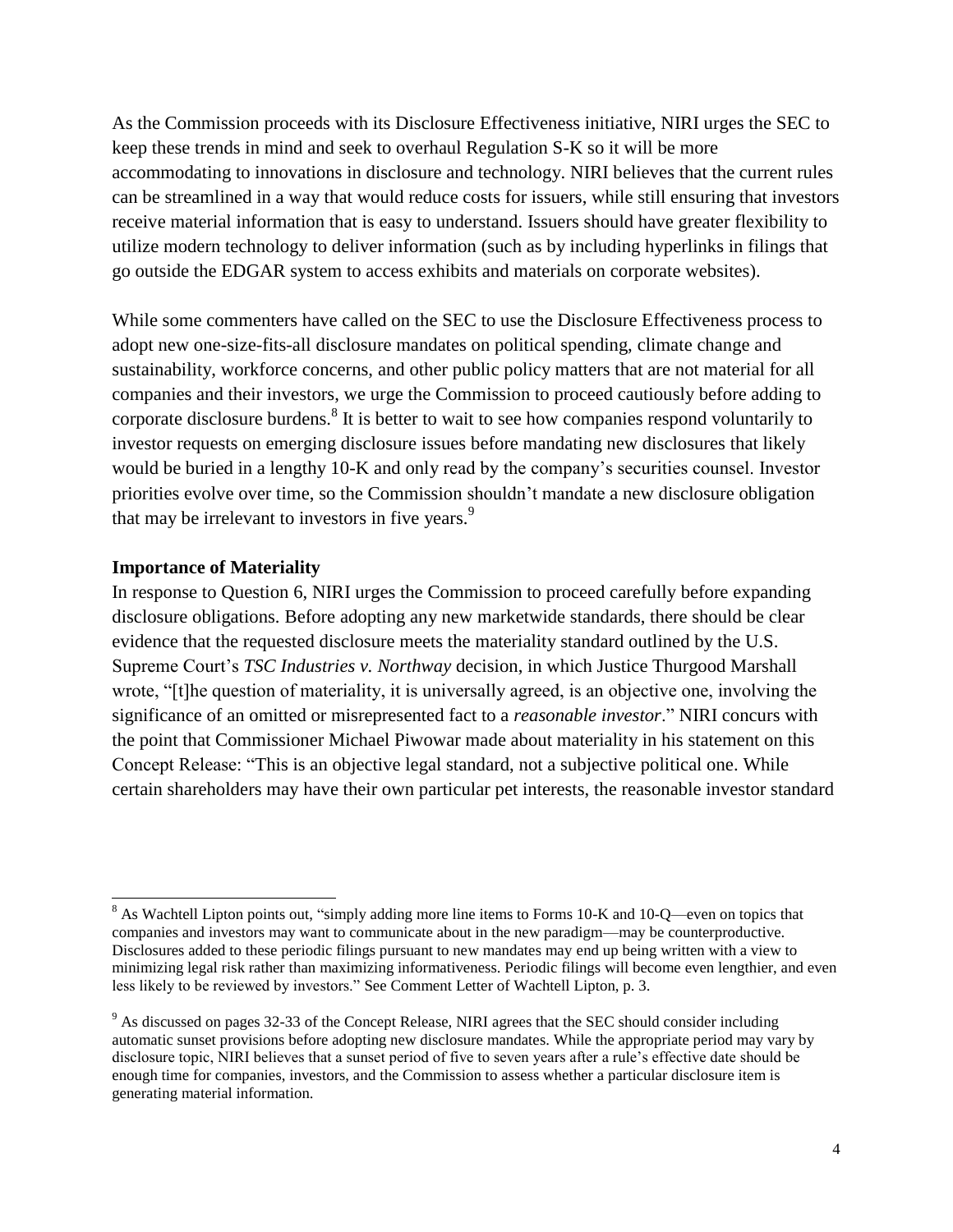As the Commission proceeds with its Disclosure Effectiveness initiative, NIRI urges the SEC to keep these trends in mind and seek to overhaul Regulation S-K so it will be more accommodating to innovations in disclosure and technology. NIRI believes that the current rules can be streamlined in a way that would reduce costs for issuers, while still ensuring that investors receive material information that is easy to understand. Issuers should have greater flexibility to utilize modern technology to deliver information (such as by including hyperlinks in filings that go outside the EDGAR system to access exhibits and materials on corporate websites).

While some commenters have called on the SEC to use the Disclosure Effectiveness process to adopt new one-size-fits-all disclosure mandates on political spending, climate change and sustainability, workforce concerns, and other public policy matters that are not material for all companies and their investors, we urge the Commission to proceed cautiously before adding to corporate disclosure burdens.[8] It is better to wait to see how companies respond voluntarily to investor requests on emerging disclosure issues before mandating new disclosures that likely would be buried in a lengthy 10-K and only read by the company's securities counsel. Investor priorities evolve over time, so the Commission shouldn't mandate a new disclosure obligation that may be irrelevant to investors in five years.[9]

**Importance of Materiality**

In response to Question 6, NIRI urges the Commission to proceed carefully before expanding disclosure obligations. Before adopting any new marketwide standards, there should be clear evidence that the requested disclosure meets the materiality standard outlined by the U.S. Supreme Court's *TSC Industries v. Northway* decision, in which Justice Thurgood Marshall wrote, "[t]he question of materiality, it is universally agreed, is an objective one, involving the significance of an omitted or misrepresented fact to a *reasonable investor*." NIRI concurs with the point that Commissioner Michael Piwowar made about materiality in his statement on this Concept Release: "This is an objective legal standard, not a subjective political one. While certain shareholders may have their own particular pet interests, the reasonable investor standard

---

[8] As Wachtell Lipton points out, "simply adding more line items to Forms 10-K and 10-Q—even on topics that companies and investors may want to communicate about in the new paradigm—may be counterproductive. Disclosures added to these periodic filings pursuant to new mandates may end up being written with a view to minimizing legal risk rather than maximizing informativeness. Periodic filings will become even lengthier, and even less likely to be reviewed by investors." See Comment Letter of Wachtell Lipton, p. 3.

[9] As discussed on pages 32-33 of the Concept Release, NIRI agrees that the SEC should consider including automatic sunset provisions before adopting new disclosure mandates. While the appropriate period may vary by disclosure topic, NIRI believes that a sunset period of five to seven years after a rule's effective date should be enough time for companies, investors, and the Commission to assess whether a particular disclosure item is generating material information.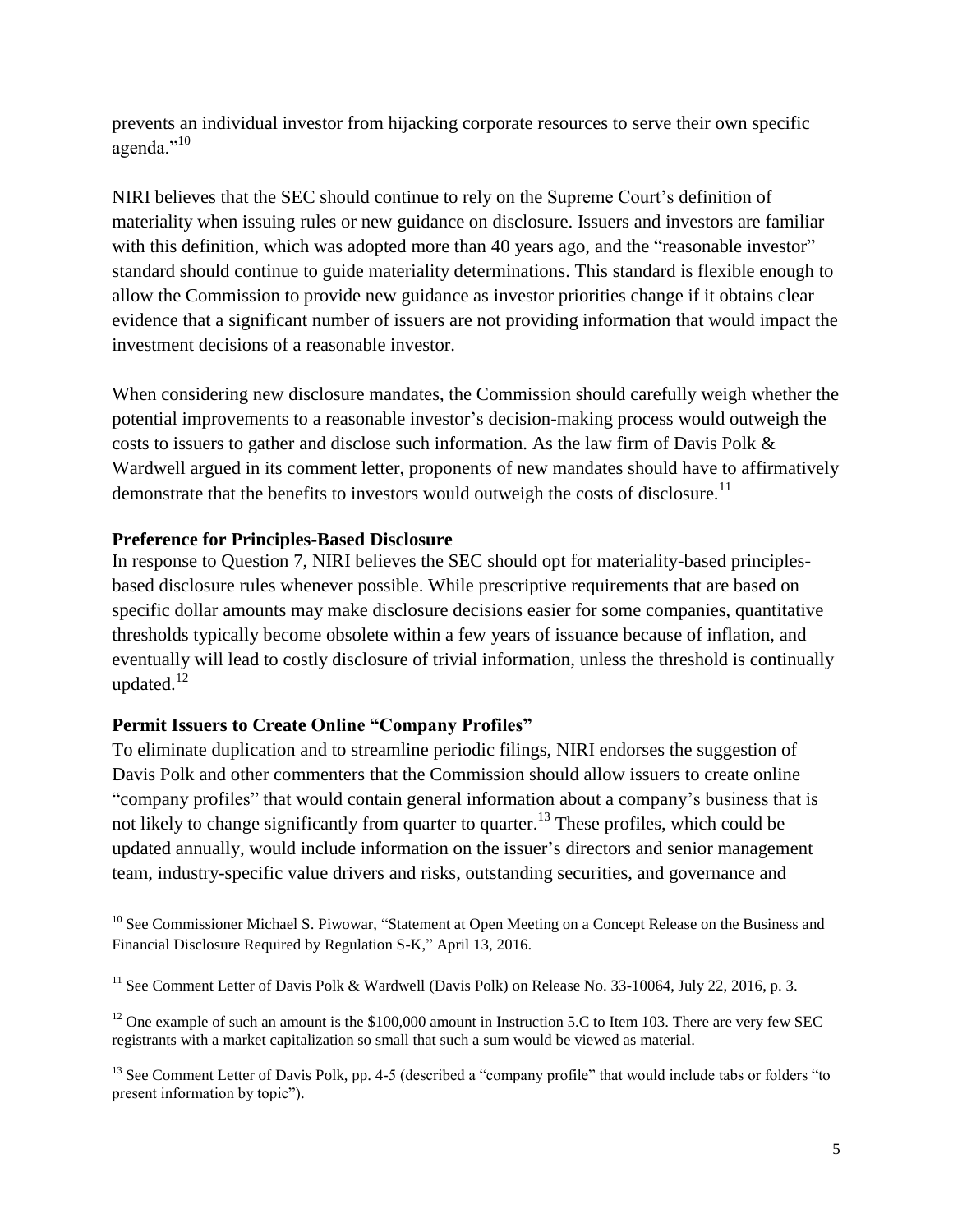prevents an individual investor from hijacking corporate resources to serve their own specific agenda."[10]

NIRI believes that the SEC should continue to rely on the Supreme Court's definition of materiality when issuing rules or new guidance on disclosure. Issuers and investors are familiar with this definition, which was adopted more than 40 years ago, and the "reasonable investor" standard should continue to guide materiality determinations. This standard is flexible enough to allow the Commission to provide new guidance as investor priorities change if it obtains clear evidence that a significant number of issuers are not providing information that would impact the investment decisions of a reasonable investor.

When considering new disclosure mandates, the Commission should carefully weigh whether the potential improvements to a reasonable investor's decision-making process would outweigh the costs to issuers to gather and disclose such information. As the law firm of Davis Polk & Wardwell argued in its comment letter, proponents of new mandates should have to affirmatively demonstrate that the benefits to investors would outweigh the costs of disclosure.[11]

**Preference for Principles-Based Disclosure**

In response to Question 7, NIRI believes the SEC should opt for materiality-based principles-based disclosure rules whenever possible. While prescriptive requirements that are based on specific dollar amounts may make disclosure decisions easier for some companies, quantitative thresholds typically become obsolete within a few years of issuance because of inflation, and eventually will lead to costly disclosure of trivial information, unless the threshold is continually updated.[12]

**Permit Issuers to Create Online "Company Profiles"**

To eliminate duplication and to streamline periodic filings, NIRI endorses the suggestion of Davis Polk and other commenters that the Commission should allow issuers to create online "company profiles" that would contain general information about a company's business that is not likely to change significantly from quarter to quarter.[13] These profiles, which could be updated annually, would include information on the issuer's directors and senior management team, industry-specific value drivers and risks, outstanding securities, and governance and

---

[10] See Commissioner Michael S. Piwowar, "Statement at Open Meeting on a Concept Release on the Business and Financial Disclosure Required by Regulation S-K," April 13, 2016.

[11] See Comment Letter of Davis Polk & Wardwell (Davis Polk) on Release No. 33-10064, July 22, 2016, p. 3.

[12] One example of such an amount is the $100,000 amount in Instruction 5.C to Item 103. There are very few SEC registrants with a market capitalization so small that such a sum would be viewed as material.

[13] See Comment Letter of Davis Polk, pp. 4-5 (described a "company profile" that would include tabs or folders "to present information by topic").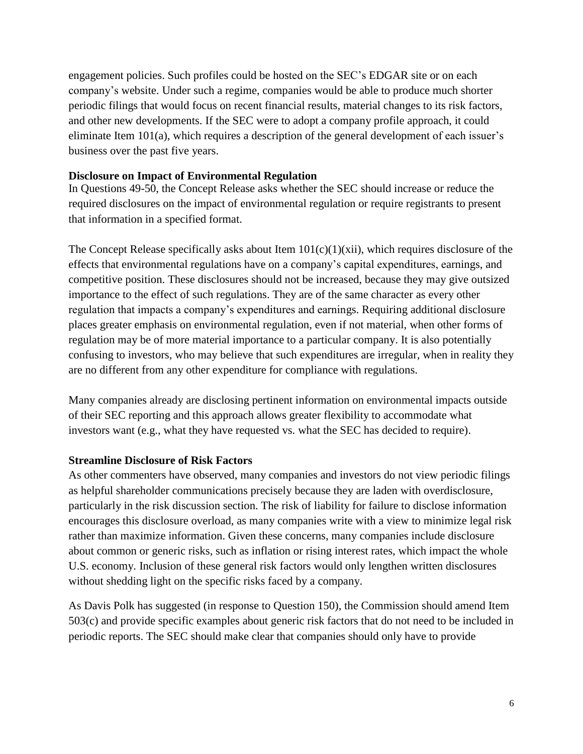engagement policies. Such profiles could be hosted on the SEC's EDGAR site or on each company's website. Under such a regime, companies would be able to produce much shorter periodic filings that would focus on recent financial results, material changes to its risk factors, and other new developments. If the SEC were to adopt a company profile approach, it could eliminate Item 101(a), which requires a description of the general development of each issuer's business over the past five years.

**Disclosure on Impact of Environmental Regulation**

In Questions 49-50, the Concept Release asks whether the SEC should increase or reduce the required disclosures on the impact of environmental regulation or require registrants to present that information in a specified format.

The Concept Release specifically asks about Item 101(c)(1)(xii), which requires disclosure of the effects that environmental regulations have on a company's capital expenditures, earnings, and competitive position. These disclosures should not be increased, because they may give outsized importance to the effect of such regulations. They are of the same character as every other regulation that impacts a company's expenditures and earnings. Requiring additional disclosure places greater emphasis on environmental regulation, even if not material, when other forms of regulation may be of more material importance to a particular company. It is also potentially confusing to investors, who may believe that such expenditures are irregular, when in reality they are no different from any other expenditure for compliance with regulations.

Many companies already are disclosing pertinent information on environmental impacts outside of their SEC reporting and this approach allows greater flexibility to accommodate what investors want (e.g., what they have requested vs. what the SEC has decided to require).

**Streamline Disclosure of Risk Factors**

As other commenters have observed, many companies and investors do not view periodic filings as helpful shareholder communications precisely because they are laden with overdisclosure, particularly in the risk discussion section. The risk of liability for failure to disclose information encourages this disclosure overload, as many companies write with a view to minimize legal risk rather than maximize information. Given these concerns, many companies include disclosure about common or generic risks, such as inflation or rising interest rates, which impact the whole U.S. economy. Inclusion of these general risk factors would only lengthen written disclosures without shedding light on the specific risks faced by a company.

As Davis Polk has suggested (in response to Question 150), the Commission should amend Item 503(c) and provide specific examples about generic risk factors that do not need to be included in periodic reports. The SEC should make clear that companies should only have to provide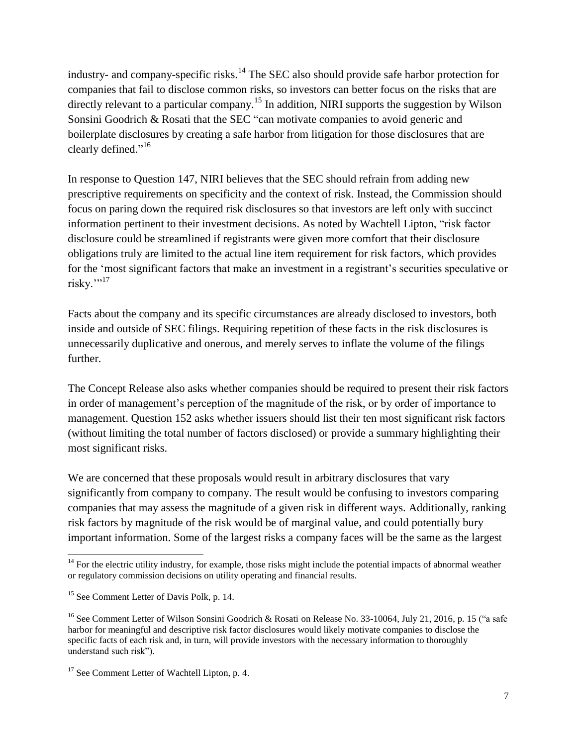industry- and company-specific risks.[14] The SEC also should provide safe harbor protection for companies that fail to disclose common risks, so investors can better focus on the risks that are directly relevant to a particular company.[15] In addition, NIRI supports the suggestion by Wilson Sonsini Goodrich & Rosati that the SEC "can motivate companies to avoid generic and boilerplate disclosures by creating a safe harbor from litigation for those disclosures that are clearly defined."[16]

In response to Question 147, NIRI believes that the SEC should refrain from adding new prescriptive requirements on specificity and the context of risk. Instead, the Commission should focus on paring down the required risk disclosures so that investors are left only with succinct information pertinent to their investment decisions. As noted by Wachtell Lipton, "risk factor disclosure could be streamlined if registrants were given more comfort that their disclosure obligations truly are limited to the actual line item requirement for risk factors, which provides for the 'most significant factors that make an investment in a registrant's securities speculative or risky.'"[17]

Facts about the company and its specific circumstances are already disclosed to investors, both inside and outside of SEC filings. Requiring repetition of these facts in the risk disclosures is unnecessarily duplicative and onerous, and merely serves to inflate the volume of the filings further.

The Concept Release also asks whether companies should be required to present their risk factors in order of management's perception of the magnitude of the risk, or by order of importance to management. Question 152 asks whether issuers should list their ten most significant risk factors (without limiting the total number of factors disclosed) or provide a summary highlighting their most significant risks.

We are concerned that these proposals would result in arbitrary disclosures that vary significantly from company to company. The result would be confusing to investors comparing companies that may assess the magnitude of a given risk in different ways. Additionally, ranking risk factors by magnitude of the risk would be of marginal value, and could potentially bury important information. Some of the largest risks a company faces will be the same as the largest

---

[14] For the electric utility industry, for example, those risks might include the potential impacts of abnormal weather or regulatory commission decisions on utility operating and financial results.

[15] See Comment Letter of Davis Polk, p. 14.

[16] See Comment Letter of Wilson Sonsini Goodrich & Rosati on Release No. 33-10064, July 21, 2016, p. 15 ("a safe harbor for meaningful and descriptive risk factor disclosures would likely motivate companies to disclose the specific facts of each risk and, in turn, will provide investors with the necessary information to thoroughly understand such risk").

[17] See Comment Letter of Wachtell Lipton, p. 4.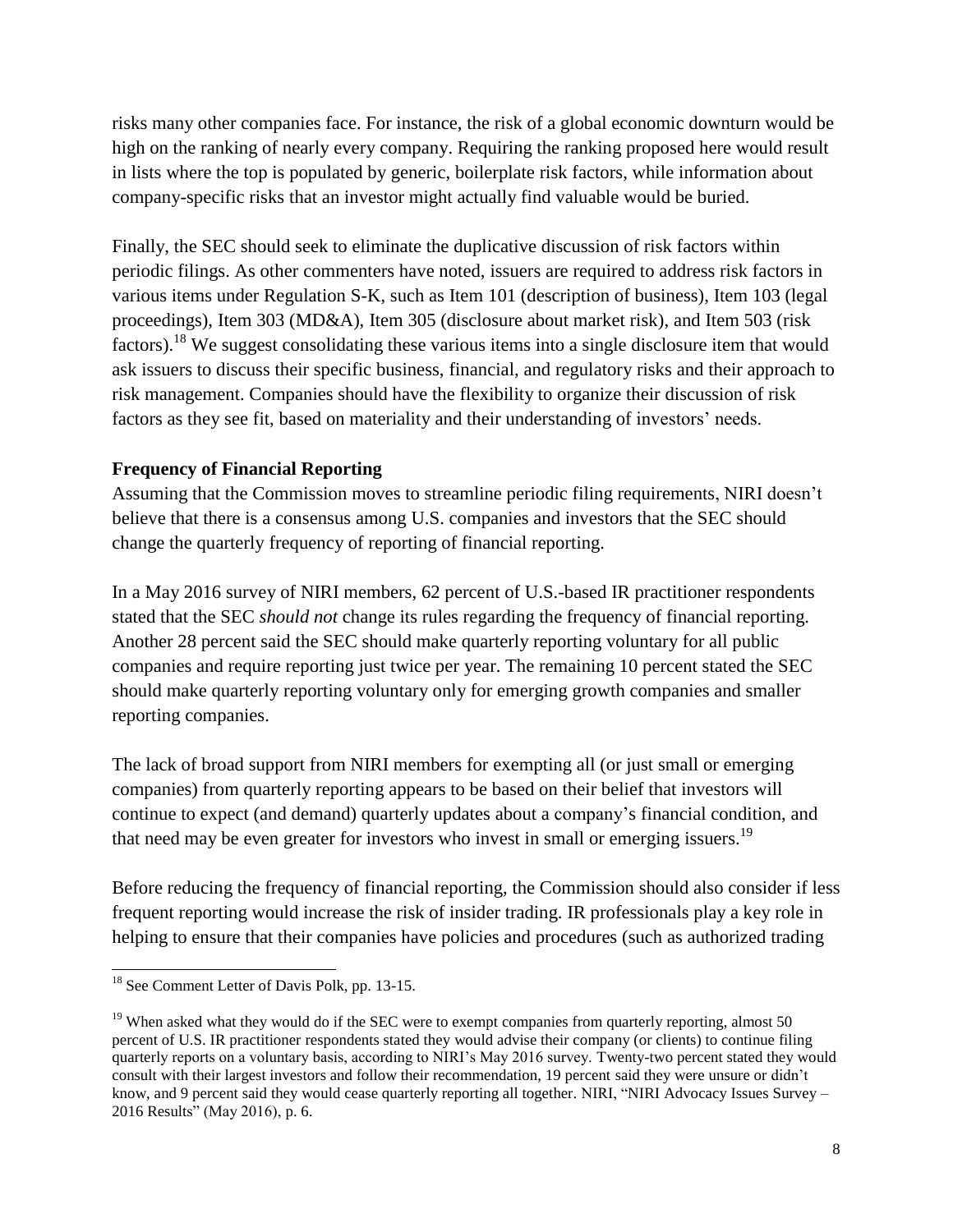risks many other companies face. For instance, the risk of a global economic downturn would be high on the ranking of nearly every company. Requiring the ranking proposed here would result in lists where the top is populated by generic, boilerplate risk factors, while information about company-specific risks that an investor might actually find valuable would be buried.

Finally, the SEC should seek to eliminate the duplicative discussion of risk factors within periodic filings. As other commenters have noted, issuers are required to address risk factors in various items under Regulation S-K, such as Item 101 (description of business), Item 103 (legal proceedings), Item 303 (MD&A), Item 305 (disclosure about market risk), and Item 503 (risk factors).[18] We suggest consolidating these various items into a single disclosure item that would ask issuers to discuss their specific business, financial, and regulatory risks and their approach to risk management. Companies should have the flexibility to organize their discussion of risk factors as they see fit, based on materiality and their understanding of investors' needs.

**Frequency of Financial Reporting**

Assuming that the Commission moves to streamline periodic filing requirements, NIRI doesn't believe that there is a consensus among U.S. companies and investors that the SEC should change the quarterly frequency of reporting of financial reporting.

In a May 2016 survey of NIRI members, 62 percent of U.S.-based IR practitioner respondents stated that the SEC *should not* change its rules regarding the frequency of financial reporting. Another 28 percent said the SEC should make quarterly reporting voluntary for all public companies and require reporting just twice per year. The remaining 10 percent stated the SEC should make quarterly reporting voluntary only for emerging growth companies and smaller reporting companies.

The lack of broad support from NIRI members for exempting all (or just small or emerging companies) from quarterly reporting appears to be based on their belief that investors will continue to expect (and demand) quarterly updates about a company's financial condition, and that need may be even greater for investors who invest in small or emerging issuers.[19]

Before reducing the frequency of financial reporting, the Commission should also consider if less frequent reporting would increase the risk of insider trading. IR professionals play a key role in helping to ensure that their companies have policies and procedures (such as authorized trading

---

[18] See Comment Letter of Davis Polk, pp. 13-15.

[19] When asked what they would do if the SEC were to exempt companies from quarterly reporting, almost 50 percent of U.S. IR practitioner respondents stated they would advise their company (or clients) to continue filing quarterly reports on a voluntary basis, according to NIRI's May 2016 survey. Twenty-two percent stated they would consult with their largest investors and follow their recommendation, 19 percent said they were unsure or didn't know, and 9 percent said they would cease quarterly reporting all together. NIRI, "NIRI Advocacy Issues Survey – 2016 Results" (May 2016), p. 6.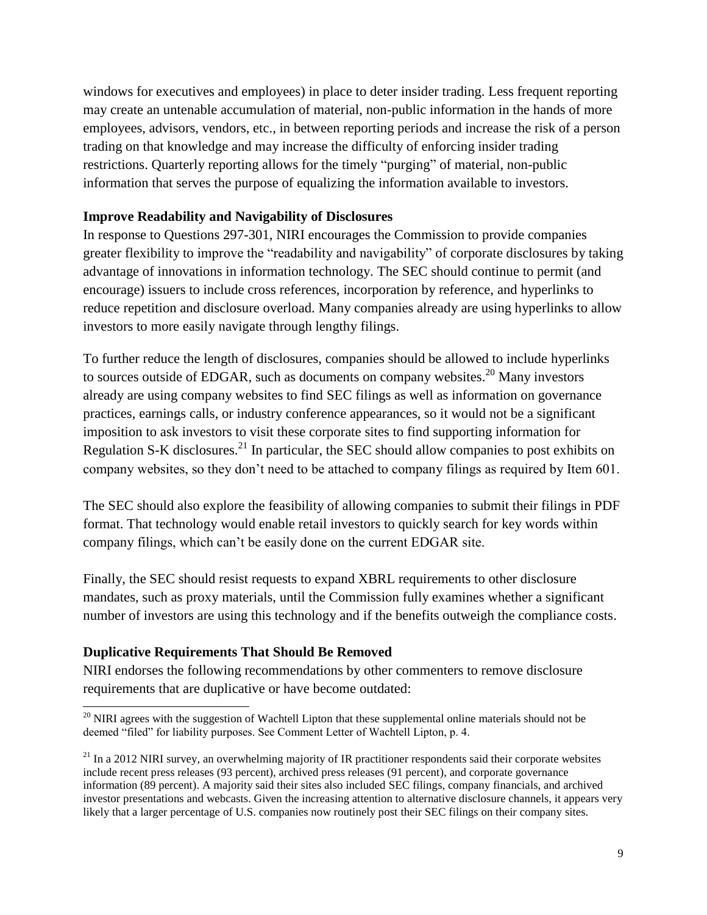windows for executives and employees) in place to deter insider trading. Less frequent reporting may create an untenable accumulation of material, non-public information in the hands of more employees, advisors, vendors, etc., in between reporting periods and increase the risk of a person trading on that knowledge and may increase the difficulty of enforcing insider trading restrictions. Quarterly reporting allows for the timely "purging" of material, non-public information that serves the purpose of equalizing the information available to investors.

**Improve Readability and Navigability of Disclosures**

In response to Questions 297-301, NIRI encourages the Commission to provide companies greater flexibility to improve the "readability and navigability" of corporate disclosures by taking advantage of innovations in information technology. The SEC should continue to permit (and encourage) issuers to include cross references, incorporation by reference, and hyperlinks to reduce repetition and disclosure overload. Many companies already are using hyperlinks to allow investors to more easily navigate through lengthy filings.

To further reduce the length of disclosures, companies should be allowed to include hyperlinks to sources outside of EDGAR, such as documents on company websites.[20] Many investors already are using company websites to find SEC filings as well as information on governance practices, earnings calls, or industry conference appearances, so it would not be a significant imposition to ask investors to visit these corporate sites to find supporting information for Regulation S-K disclosures.[21] In particular, the SEC should allow companies to post exhibits on company websites, so they don't need to be attached to company filings as required by Item 601.

The SEC should also explore the feasibility of allowing companies to submit their filings in PDF format. That technology would enable retail investors to quickly search for key words within company filings, which can't be easily done on the current EDGAR site.

Finally, the SEC should resist requests to expand XBRL requirements to other disclosure mandates, such as proxy materials, until the Commission fully examines whether a significant number of investors are using this technology and if the benefits outweigh the compliance costs.

**Duplicative Requirements That Should Be Removed**

NIRI endorses the following recommendations by other commenters to remove disclosure requirements that are duplicative or have become outdated:

---

[20] NIRI agrees with the suggestion of Wachtell Lipton that these supplemental online materials should not be deemed "filed" for liability purposes. See Comment Letter of Wachtell Lipton, p. 4.

[21] In a 2012 NIRI survey, an overwhelming majority of IR practitioner respondents said their corporate websites include recent press releases (93 percent), archived press releases (91 percent), and corporate governance information (89 percent). A majority said their sites also included SEC filings, company financials, and archived investor presentations and webcasts. Given the increasing attention to alternative disclosure channels, it appears very likely that a larger percentage of U.S. companies now routinely post their SEC filings on their company sites.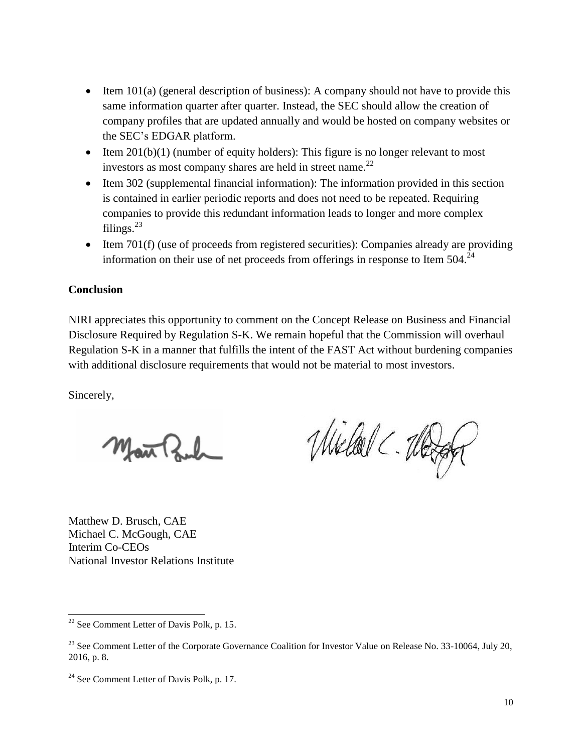- Item 101(a) (general description of business): A company should not have to provide this same information quarter after quarter. Instead, the SEC should allow the creation of company profiles that are updated annually and would be hosted on company websites or the SEC's EDGAR platform.
- Item 201(b)(1) (number of equity holders): This figure is no longer relevant to most investors as most company shares are held in street name.[22]
- Item 302 (supplemental financial information): The information provided in this section is contained in earlier periodic reports and does not need to be repeated. Requiring companies to provide this redundant information leads to longer and more complex filings.[23]
- Item 701(f) (use of proceeds from registered securities): Companies already are providing information on their use of net proceeds from offerings in response to Item 504.[24]

**Conclusion**

NIRI appreciates this opportunity to comment on the Concept Release on Business and Financial Disclosure Required by Regulation S-K. We remain hopeful that the Commission will overhaul Regulation S-K in a manner that fulfills the intent of the FAST Act without burdening companies with additional disclosure requirements that would not be material to most investors.

Sincerely,

Matthew D. Brusch, CAE
Michael C. McGough, CAE
Interim Co-CEOs
National Investor Relations Institute

---

[22] See Comment Letter of Davis Polk, p. 15.

[23] See Comment Letter of the Corporate Governance Coalition for Investor Value on Release No. 33-10064, July 20, 2016, p. 8.

[24] See Comment Letter of Davis Polk, p. 17.